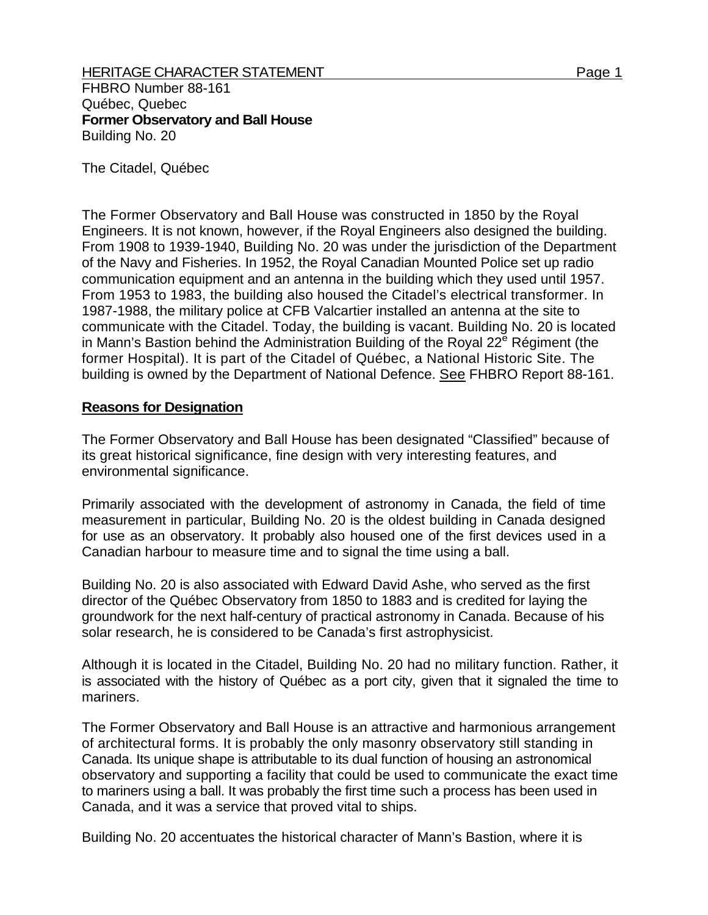HERITAGE CHARACTER STATEMENT

FHBRO Number 88-161
Québec, Quebec
**Former Observatory and Ball House**
Building No. 20

The Citadel, Québec

The Former Observatory and Ball House was constructed in 1850 by the Royal Engineers. It is not known, however, if the Royal Engineers also designed the building. From 1908 to 1939-1940, Building No. 20 was under the jurisdiction of the Department of the Navy and Fisheries. In 1952, the Royal Canadian Mounted Police set up radio communication equipment and an antenna in the building which they used until 1957. From 1953 to 1983, the building also housed the Citadel's electrical transformer. In 1987-1988, the military police at CFB Valcartier installed an antenna at the site to communicate with the Citadel. Today, the building is vacant. Building No. 20 is located in Mann's Bastion behind the Administration Building of the Royal 22e Régiment (the former Hospital). It is part of the Citadel of Québec, a National Historic Site. The building is owned by the Department of National Defence. See FHBRO Report 88-161.

## Reasons for Designation

The Former Observatory and Ball House has been designated "Classified" because of its great historical significance, fine design with very interesting features, and environmental significance.

Primarily associated with the development of astronomy in Canada, the field of time measurement in particular, Building No. 20 is the oldest building in Canada designed for use as an observatory. It probably also housed one of the first devices used in a Canadian harbour to measure time and to signal the time using a ball.

Building No. 20 is also associated with Edward David Ashe, who served as the first director of the Québec Observatory from 1850 to 1883 and is credited for laying the groundwork for the next half-century of practical astronomy in Canada. Because of his solar research, he is considered to be Canada's first astrophysicist.

Although it is located in the Citadel, Building No. 20 had no military function. Rather, it is associated with the history of Québec as a port city, given that it signaled the time to mariners.

The Former Observatory and Ball House is an attractive and harmonious arrangement of architectural forms. It is probably the only masonry observatory still standing in Canada. Its unique shape is attributable to its dual function of housing an astronomical observatory and supporting a facility that could be used to communicate the exact time to mariners using a ball. It was probably the first time such a process has been used in Canada, and it was a service that proved vital to ships.

Building No. 20 accentuates the historical character of Mann's Bastion, where it is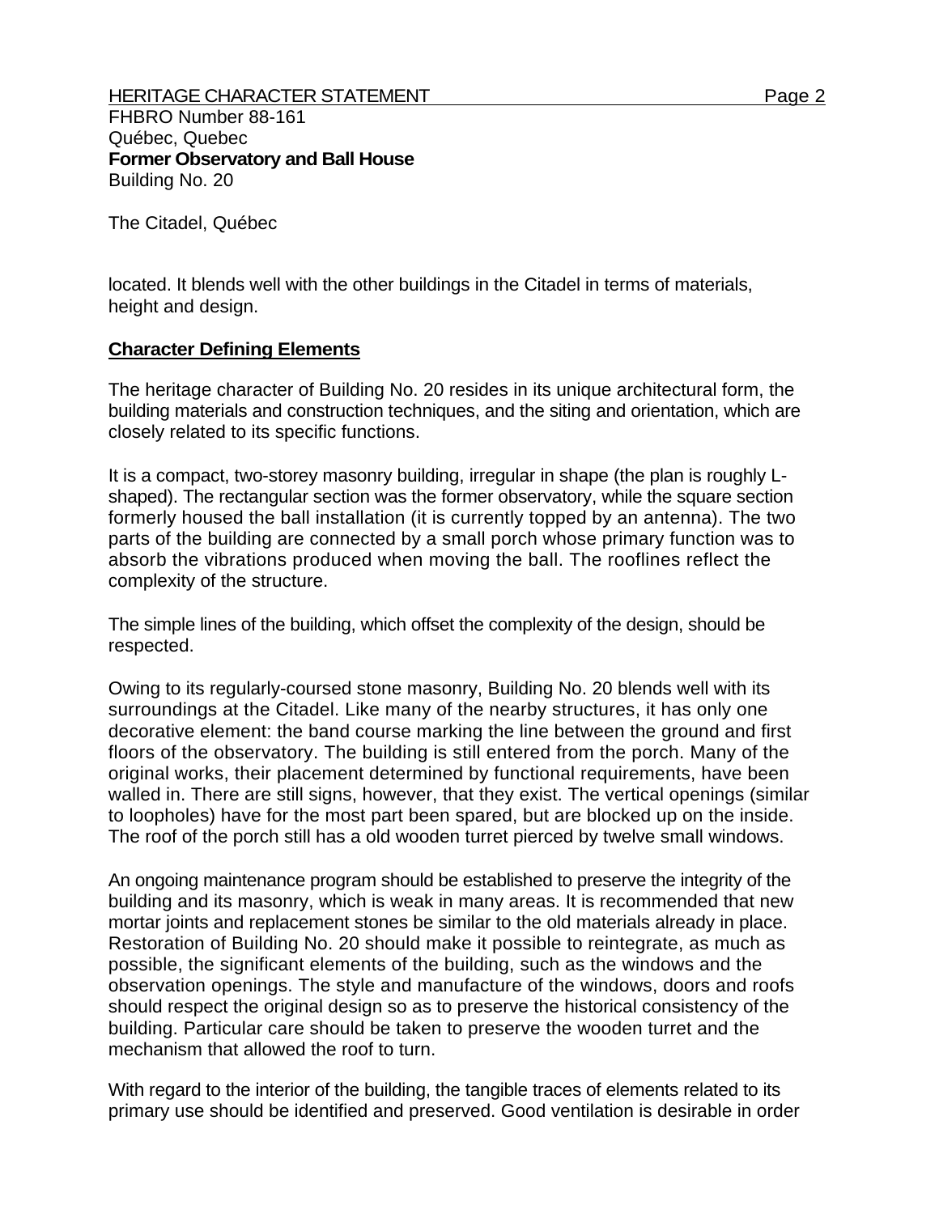located. It blends well with the other buildings in the Citadel in terms of materials, height and design.

## Character Defining Elements

The heritage character of Building No. 20 resides in its unique architectural form, the building materials and construction techniques, and the siting and orientation, which are closely related to its specific functions.

It is a compact, two-storey masonry building, irregular in shape (the plan is roughly L-shaped). The rectangular section was the former observatory, while the square section formerly housed the ball installation (it is currently topped by an antenna). The two parts of the building are connected by a small porch whose primary function was to absorb the vibrations produced when moving the ball. The rooflines reflect the complexity of the structure.

The simple lines of the building, which offset the complexity of the design, should be respected.

Owing to its regularly-coursed stone masonry, Building No. 20 blends well with its surroundings at the Citadel. Like many of the nearby structures, it has only one decorative element: the band course marking the line between the ground and first floors of the observatory. The building is still entered from the porch. Many of the original works, their placement determined by functional requirements, have been walled in. There are still signs, however, that they exist. The vertical openings (similar to loopholes) have for the most part been spared, but are blocked up on the inside. The roof of the porch still has a old wooden turret pierced by twelve small windows.

An ongoing maintenance program should be established to preserve the integrity of the building and its masonry, which is weak in many areas. It is recommended that new mortar joints and replacement stones be similar to the old materials already in place. Restoration of Building No. 20 should make it possible to reintegrate, as much as possible, the significant elements of the building, such as the windows and the observation openings. The style and manufacture of the windows, doors and roofs should respect the original design so as to preserve the historical consistency of the building. Particular care should be taken to preserve the wooden turret and the mechanism that allowed the roof to turn.

With regard to the interior of the building, the tangible traces of elements related to its primary use should be identified and preserved. Good ventilation is desirable in order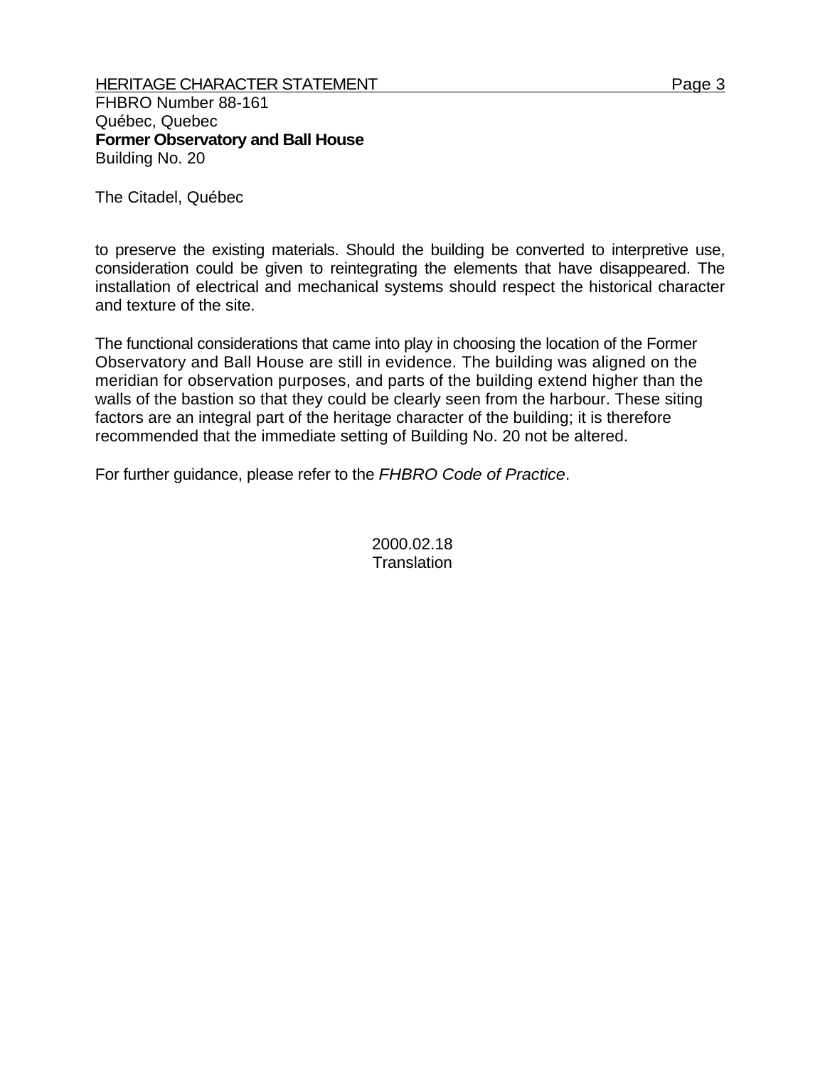FHBRO Number 88-161
Québec, Quebec
**Former Observatory and Ball House**
Building No. 20

The Citadel, Québec

to preserve the existing materials. Should the building be converted to interpretive use, consideration could be given to reintegrating the elements that have disappeared. The installation of electrical and mechanical systems should respect the historical character and texture of the site.

The functional considerations that came into play in choosing the location of the Former Observatory and Ball House are still in evidence. The building was aligned on the meridian for observation purposes, and parts of the building extend higher than the walls of the bastion so that they could be clearly seen from the harbour. These siting factors are an integral part of the heritage character of the building; it is therefore recommended that the immediate setting of Building No. 20 not be altered.

For further guidance, please refer to the *FHBRO Code of Practice*.

2000.02.18
Translation